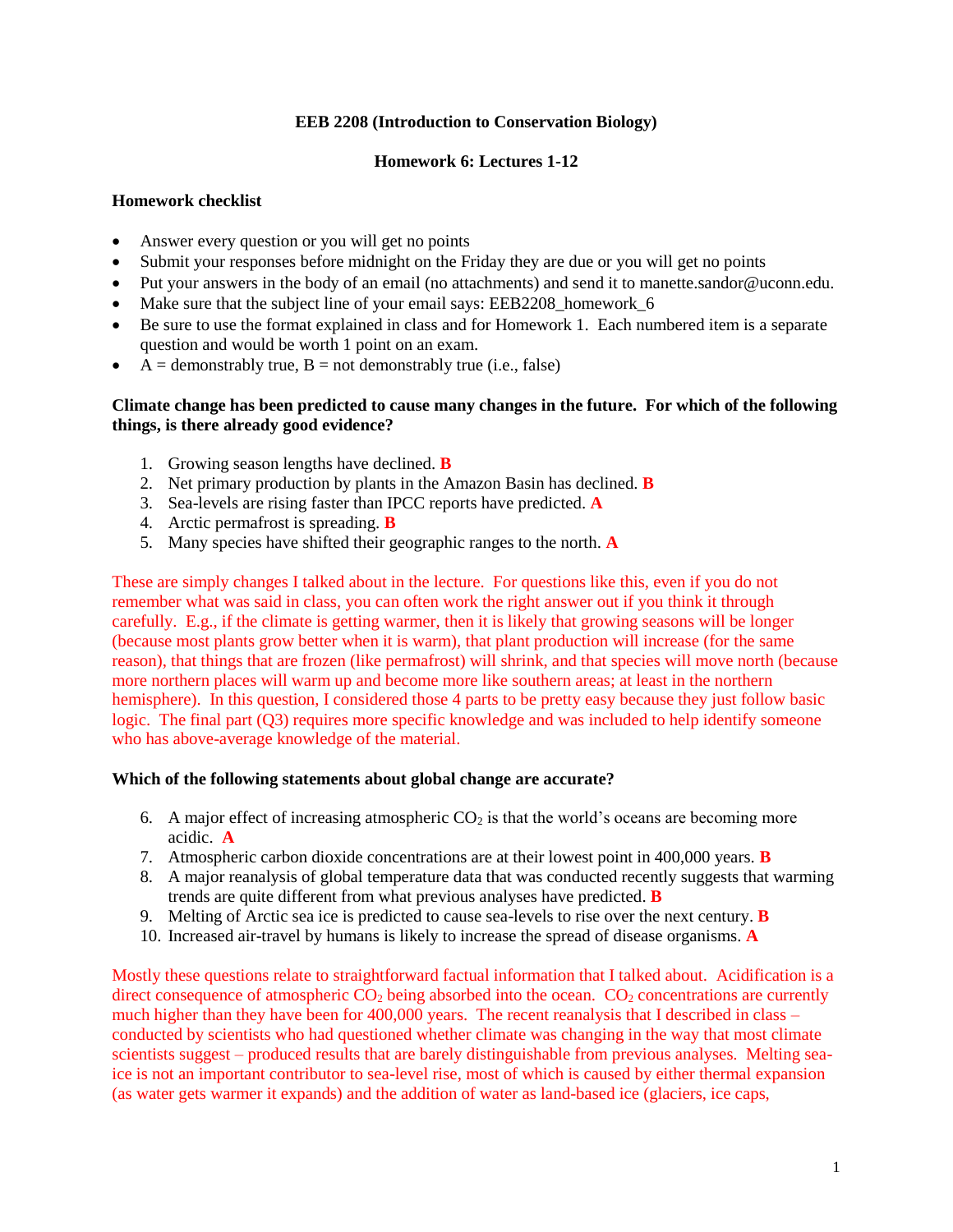**EEB 2208 (Introduction to Conservation Biology)**

**Homework 6: Lectures 1-12**

**Homework checklist**

- Answer every question or you will get no points
- Submit your responses before midnight on the Friday they are due or you will get no points
- Put your answers in the body of an email (no attachments) and send it to manette.sandor@uconn.edu.
- Make sure that the subject line of your email says: EEB2208_homework_6
- Be sure to use the format explained in class and for Homework 1. Each numbered item is a separate question and would be worth 1 point on an exam.
- A = demonstrably true, B = not demonstrably true (i.e., false)

**Climate change has been predicted to cause many changes in the future. For which of the following things, is there already good evidence?**

1. Growing season lengths have declined. **B**
2. Net primary production by plants in the Amazon Basin has declined. **B**
3. Sea-levels are rising faster than IPCC reports have predicted. **A**
4. Arctic permafrost is spreading. **B**
5. Many species have shifted their geographic ranges to the north. **A**

These are simply changes I talked about in the lecture. For questions like this, even if you do not remember what was said in class, you can often work the right answer out if you think it through carefully. E.g., if the climate is getting warmer, then it is likely that growing seasons will be longer (because most plants grow better when it is warm), that plant production will increase (for the same reason), that things that are frozen (like permafrost) will shrink, and that species will move north (because more northern places will warm up and become more like southern areas; at least in the northern hemisphere). In this question, I considered those 4 parts to be pretty easy because they just follow basic logic. The final part (Q3) requires more specific knowledge and was included to help identify someone who has above-average knowledge of the material.

**Which of the following statements about global change are accurate?**

6. A major effect of increasing atmospheric $CO_2$ is that the world's oceans are becoming more acidic. **A**
7. Atmospheric carbon dioxide concentrations are at their lowest point in 400,000 years. **B**
8. A major reanalysis of global temperature data that was conducted recently suggests that warming trends are quite different from what previous analyses have predicted. **B**
9. Melting of Arctic sea ice is predicted to cause sea-levels to rise over the next century. **B**
10. Increased air-travel by humans is likely to increase the spread of disease organisms. **A**

Mostly these questions relate to straightforward factual information that I talked about. Acidification is a direct consequence of atmospheric $CO_2$ being absorbed into the ocean. $CO_2$ concentrations are currently much higher than they have been for 400,000 years. The recent reanalysis that I described in class – conducted by scientists who had questioned whether climate was changing in the way that most climate scientists suggest – produced results that are barely distinguishable from previous analyses. Melting sea-ice is not an important contributor to sea-level rise, most of which is caused by either thermal expansion (as water gets warmer it expands) and the addition of water as land-based ice (glaciers, ice caps,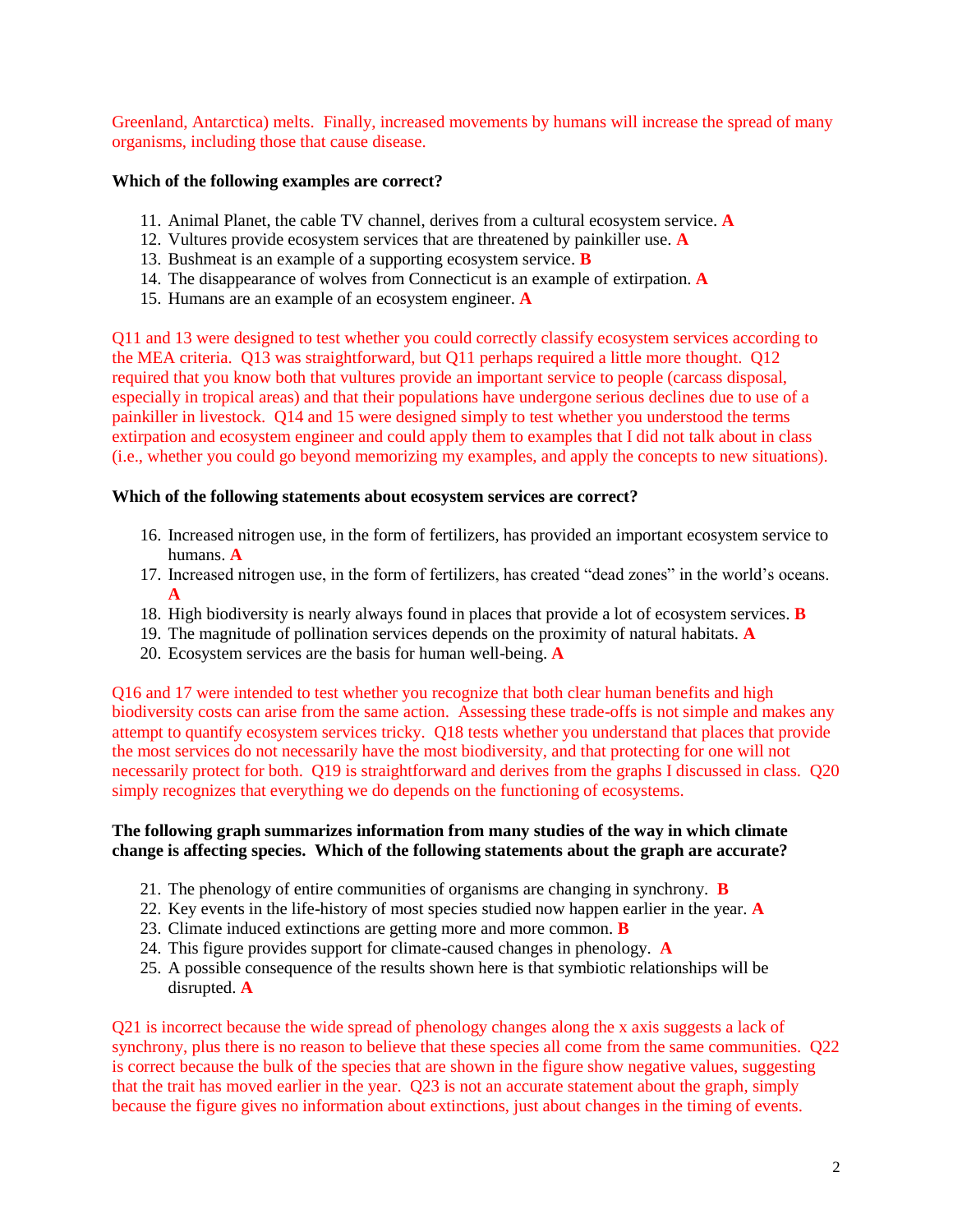Greenland, Antarctica) melts. Finally, increased movements by humans will increase the spread of many organisms, including those that cause disease.

**Which of the following examples are correct?**

11. Animal Planet, the cable TV channel, derives from a cultural ecosystem service. **A**
12. Vultures provide ecosystem services that are threatened by painkiller use. **A**
13. Bushmeat is an example of a supporting ecosystem service. **B**
14. The disappearance of wolves from Connecticut is an example of extirpation. **A**
15. Humans are an example of an ecosystem engineer. **A**

Q11 and 13 were designed to test whether you could correctly classify ecosystem services according to the MEA criteria. Q13 was straightforward, but Q11 perhaps required a little more thought. Q12 required that you know both that vultures provide an important service to people (carcass disposal, especially in tropical areas) and that their populations have undergone serious declines due to use of a painkiller in livestock. Q14 and 15 were designed simply to test whether you understood the terms extirpation and ecosystem engineer and could apply them to examples that I did not talk about in class (i.e., whether you could go beyond memorizing my examples, and apply the concepts to new situations).

**Which of the following statements about ecosystem services are correct?**

16. Increased nitrogen use, in the form of fertilizers, has provided an important ecosystem service to humans. **A**
17. Increased nitrogen use, in the form of fertilizers, has created "dead zones" in the world's oceans. **A**
18. High biodiversity is nearly always found in places that provide a lot of ecosystem services. **B**
19. The magnitude of pollination services depends on the proximity of natural habitats. **A**
20. Ecosystem services are the basis for human well-being. **A**

Q16 and 17 were intended to test whether you recognize that both clear human benefits and high biodiversity costs can arise from the same action. Assessing these trade-offs is not simple and makes any attempt to quantify ecosystem services tricky. Q18 tests whether you understand that places that provide the most services do not necessarily have the most biodiversity, and that protecting for one will not necessarily protect for both. Q19 is straightforward and derives from the graphs I discussed in class. Q20 simply recognizes that everything we do depends on the functioning of ecosystems.

**The following graph summarizes information from many studies of the way in which climate change is affecting species. Which of the following statements about the graph are accurate?**

21. The phenology of entire communities of organisms are changing in synchrony. **B**
22. Key events in the life-history of most species studied now happen earlier in the year. **A**
23. Climate induced extinctions are getting more and more common. **B**
24. This figure provides support for climate-caused changes in phenology. **A**
25. A possible consequence of the results shown here is that symbiotic relationships will be disrupted. **A**

Q21 is incorrect because the wide spread of phenology changes along the x axis suggests a lack of synchrony, plus there is no reason to believe that these species all come from the same communities. Q22 is correct because the bulk of the species that are shown in the figure show negative values, suggesting that the trait has moved earlier in the year. Q23 is not an accurate statement about the graph, simply because the figure gives no information about extinctions, just about changes in the timing of events.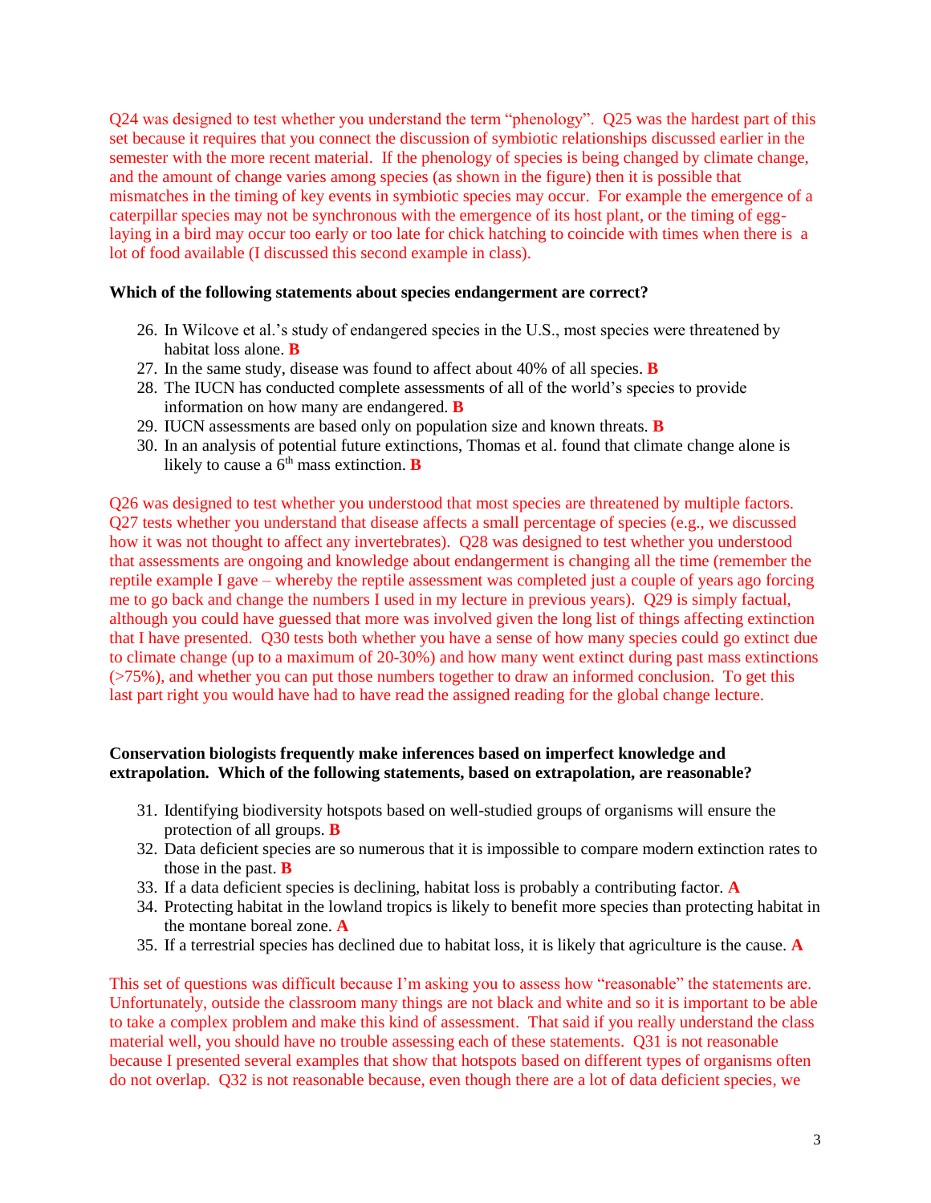Q24 was designed to test whether you understand the term "phenology". Q25 was the hardest part of this set because it requires that you connect the discussion of symbiotic relationships discussed earlier in the semester with the more recent material. If the phenology of species is being changed by climate change, and the amount of change varies among species (as shown in the figure) then it is possible that mismatches in the timing of key events in symbiotic species may occur. For example the emergence of a caterpillar species may not be synchronous with the emergence of its host plant, or the timing of egg-laying in a bird may occur too early or too late for chick hatching to coincide with times when there is a lot of food available (I discussed this second example in class).

**Which of the following statements about species endangerment are correct?**

26. In Wilcove et al.'s study of endangered species in the U.S., most species were threatened by habitat loss alone. **B**
27. In the same study, disease was found to affect about 40% of all species. **B**
28. The IUCN has conducted complete assessments of all of the world's species to provide information on how many are endangered. **B**
29. IUCN assessments are based only on population size and known threats. **B**
30. In an analysis of potential future extinctions, Thomas et al. found that climate change alone is likely to cause a 6$^{th}$ mass extinction. **B**

Q26 was designed to test whether you understood that most species are threatened by multiple factors. Q27 tests whether you understand that disease affects a small percentage of species (e.g., we discussed how it was not thought to affect any invertebrates). Q28 was designed to test whether you understood that assessments are ongoing and knowledge about endangerment is changing all the time (remember the reptile example I gave – whereby the reptile assessment was completed just a couple of years ago forcing me to go back and change the numbers I used in my lecture in previous years). Q29 is simply factual, although you could have guessed that more was involved given the long list of things affecting extinction that I have presented. Q30 tests both whether you have a sense of how many species could go extinct due to climate change (up to a maximum of 20-30%) and how many went extinct during past mass extinctions (>75%), and whether you can put those numbers together to draw an informed conclusion. To get this last part right you would have had to have read the assigned reading for the global change lecture.

**Conservation biologists frequently make inferences based on imperfect knowledge and extrapolation. Which of the following statements, based on extrapolation, are reasonable?**

31. Identifying biodiversity hotspots based on well-studied groups of organisms will ensure the protection of all groups. **B**
32. Data deficient species are so numerous that it is impossible to compare modern extinction rates to those in the past. **B**
33. If a data deficient species is declining, habitat loss is probably a contributing factor. **A**
34. Protecting habitat in the lowland tropics is likely to benefit more species than protecting habitat in the montane boreal zone. **A**
35. If a terrestrial species has declined due to habitat loss, it is likely that agriculture is the cause. **A**

This set of questions was difficult because I'm asking you to assess how "reasonable" the statements are. Unfortunately, outside the classroom many things are not black and white and so it is important to be able to take a complex problem and make this kind of assessment. That said if you really understand the class material well, you should have no trouble assessing each of these statements. Q31 is not reasonable because I presented several examples that show that hotspots based on different types of organisms often do not overlap. Q32 is not reasonable because, even though there are a lot of data deficient species, we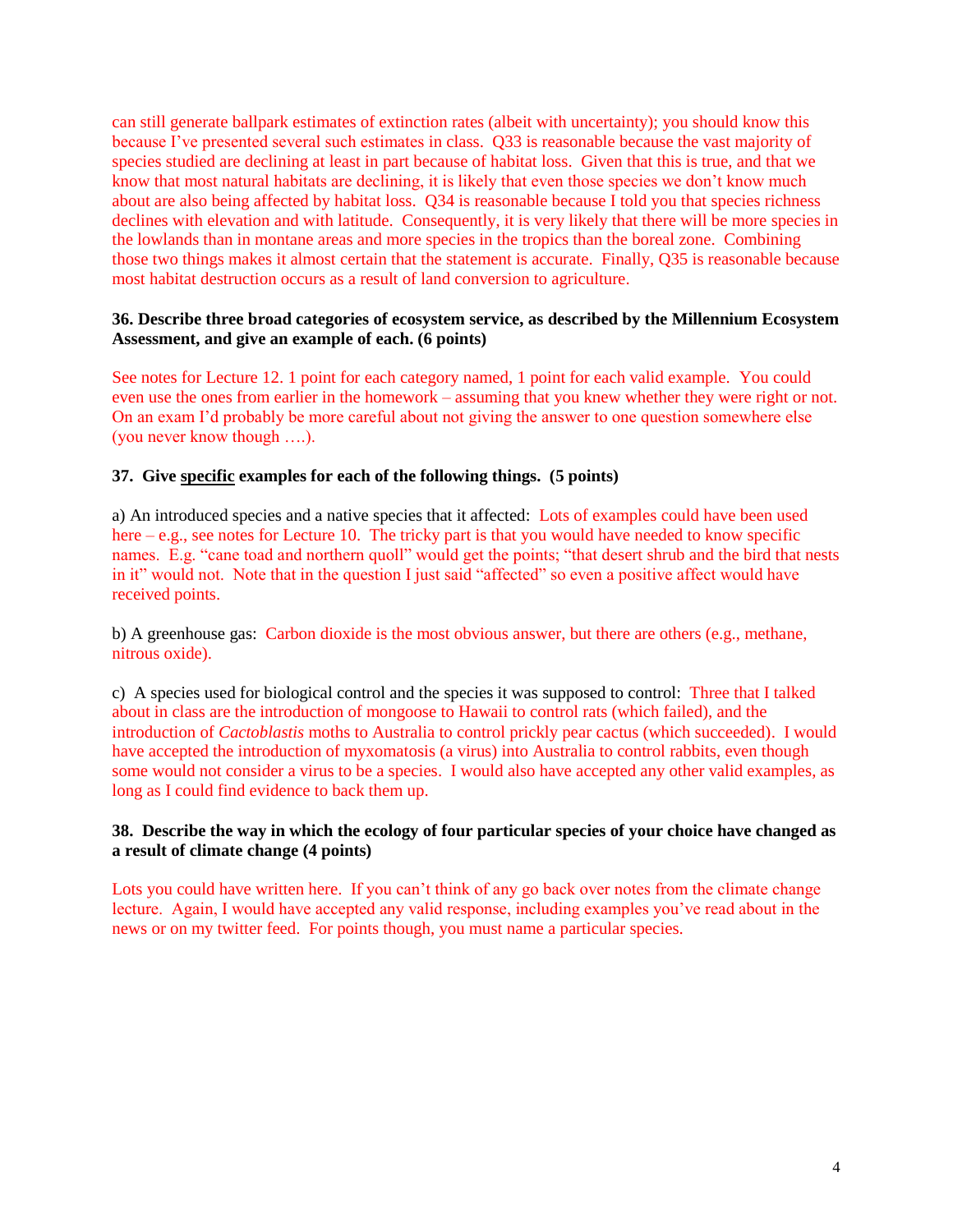can still generate ballpark estimates of extinction rates (albeit with uncertainty); you should know this because I've presented several such estimates in class. Q33 is reasonable because the vast majority of species studied are declining at least in part because of habitat loss. Given that this is true, and that we know that most natural habitats are declining, it is likely that even those species we don't know much about are also being affected by habitat loss. Q34 is reasonable because I told you that species richness declines with elevation and with latitude. Consequently, it is very likely that there will be more species in the lowlands than in montane areas and more species in the tropics than the boreal zone. Combining those two things makes it almost certain that the statement is accurate. Finally, Q35 is reasonable because most habitat destruction occurs as a result of land conversion to agriculture.

**36. Describe three broad categories of ecosystem service, as described by the Millennium Ecosystem Assessment, and give an example of each. (6 points)**

See notes for Lecture 12. 1 point for each category named, 1 point for each valid example. You could even use the ones from earlier in the homework – assuming that you knew whether they were right or not. On an exam I'd probably be more careful about not giving the answer to one question somewhere else (you never know though ….).

**37. Give <u>specific</u> examples for each of the following things. (5 points)**

a) An introduced species and a native species that it affected: Lots of examples could have been used here – e.g., see notes for Lecture 10. The tricky part is that you would have needed to know specific names. E.g. "cane toad and northern quoll" would get the points; "that desert shrub and the bird that nests in it" would not. Note that in the question I just said "affected" so even a positive affect would have received points.

b) A greenhouse gas: Carbon dioxide is the most obvious answer, but there are others (e.g., methane, nitrous oxide).

c) A species used for biological control and the species it was supposed to control: Three that I talked about in class are the introduction of mongoose to Hawaii to control rats (which failed), and the introduction of *Cactoblastis* moths to Australia to control prickly pear cactus (which succeeded). I would have accepted the introduction of myxomatosis (a virus) into Australia to control rabbits, even though some would not consider a virus to be a species. I would also have accepted any other valid examples, as long as I could find evidence to back them up.

**38. Describe the way in which the ecology of four particular species of your choice have changed as a result of climate change (4 points)**

Lots you could have written here. If you can't think of any go back over notes from the climate change lecture. Again, I would have accepted any valid response, including examples you've read about in the news or on my twitter feed. For points though, you must name a particular species.